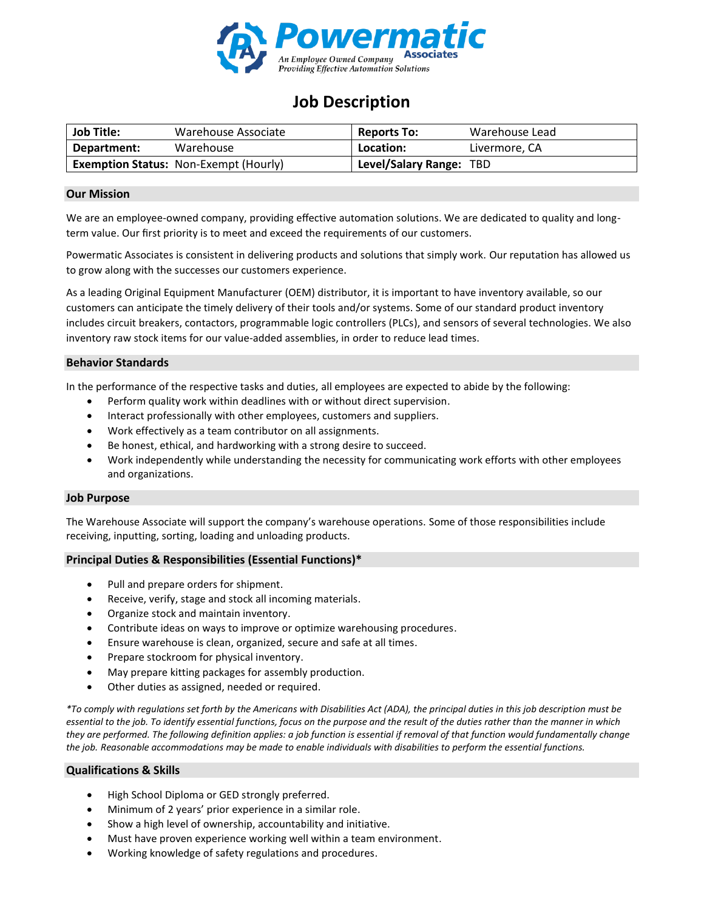Powermatic Associates
An Employee Owned Company
Providing Effective Automation Solutions

# Job Description

| Job Title: | Warehouse Associate | Reports To: | Warehouse Lead |
|---|---|---|---|
| Department: | Warehouse | Location: | Livermore, CA |
| Exemption Status: | Non-Exempt (Hourly) | Level/Salary Range: | TBD |

## Our Mission

We are an employee-owned company, providing effective automation solutions. We are dedicated to quality and long-term value. Our first priority is to meet and exceed the requirements of our customers.

Powermatic Associates is consistent in delivering products and solutions that simply work. Our reputation has allowed us to grow along with the successes our customers experience.

As a leading Original Equipment Manufacturer (OEM) distributor, it is important to have inventory available, so our customers can anticipate the timely delivery of their tools and/or systems. Some of our standard product inventory includes circuit breakers, contactors, programmable logic controllers (PLCs), and sensors of several technologies. We also inventory raw stock items for our value-added assemblies, in order to reduce lead times.

## Behavior Standards

In the performance of the respective tasks and duties, all employees are expected to abide by the following:

- Perform quality work within deadlines with or without direct supervision.
- Interact professionally with other employees, customers and suppliers.
- Work effectively as a team contributor on all assignments.
- Be honest, ethical, and hardworking with a strong desire to succeed.
- Work independently while understanding the necessity for communicating work efforts with other employees and organizations.

## Job Purpose

The Warehouse Associate will support the company's warehouse operations. Some of those responsibilities include receiving, inputting, sorting, loading and unloading products.

## Principal Duties & Responsibilities (Essential Functions)*

- Pull and prepare orders for shipment.
- Receive, verify, stage and stock all incoming materials.
- Organize stock and maintain inventory.
- Contribute ideas on ways to improve or optimize warehousing procedures.
- Ensure warehouse is clean, organized, secure and safe at all times.
- Prepare stockroom for physical inventory.
- May prepare kitting packages for assembly production.
- Other duties as assigned, needed or required.

*\*To comply with regulations set forth by the Americans with Disabilities Act (ADA), the principal duties in this job description must be essential to the job. To identify essential functions, focus on the purpose and the result of the duties rather than the manner in which they are performed. The following definition applies: a job function is essential if removal of that function would fundamentally change the job. Reasonable accommodations may be made to enable individuals with disabilities to perform the essential functions.*

## Qualifications & Skills

- High School Diploma or GED strongly preferred.
- Minimum of 2 years' prior experience in a similar role.
- Show a high level of ownership, accountability and initiative.
- Must have proven experience working well within a team environment.
- Working knowledge of safety regulations and procedures.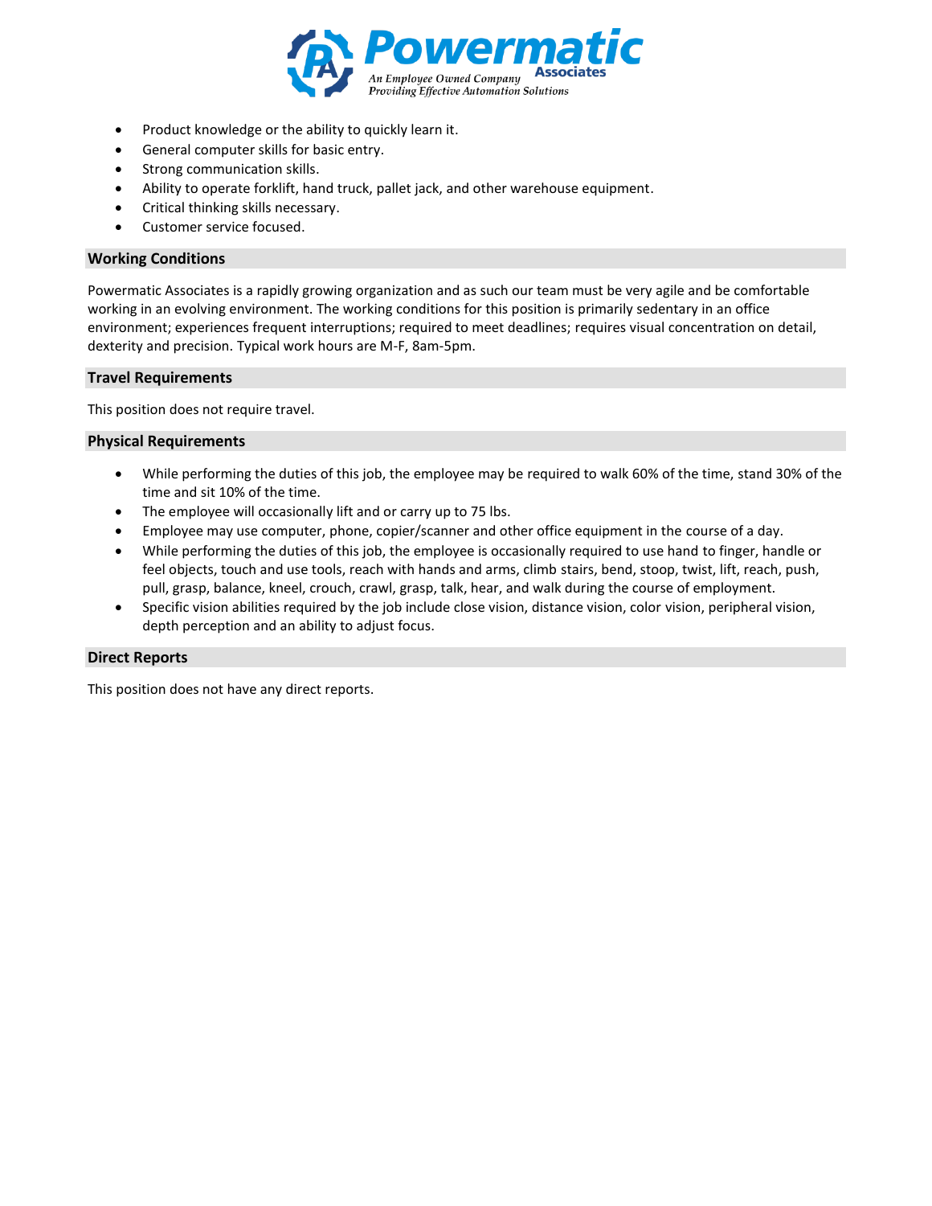- Product knowledge or the ability to quickly learn it.
- General computer skills for basic entry.
- Strong communication skills.
- Ability to operate forklift, hand truck, pallet jack, and other warehouse equipment.
- Critical thinking skills necessary.
- Customer service focused.

## Working Conditions

Powermatic Associates is a rapidly growing organization and as such our team must be very agile and be comfortable working in an evolving environment. The working conditions for this position is primarily sedentary in an office environment; experiences frequent interruptions; required to meet deadlines; requires visual concentration on detail, dexterity and precision. Typical work hours are M-F, 8am-5pm.

## Travel Requirements

This position does not require travel.

## Physical Requirements

- While performing the duties of this job, the employee may be required to walk 60% of the time, stand 30% of the time and sit 10% of the time.
- The employee will occasionally lift and or carry up to 75 lbs.
- Employee may use computer, phone, copier/scanner and other office equipment in the course of a day.
- While performing the duties of this job, the employee is occasionally required to use hand to finger, handle or feel objects, touch and use tools, reach with hands and arms, climb stairs, bend, stoop, twist, lift, reach, push, pull, grasp, balance, kneel, crouch, crawl, grasp, talk, hear, and walk during the course of employment.
- Specific vision abilities required by the job include close vision, distance vision, color vision, peripheral vision, depth perception and an ability to adjust focus.

## Direct Reports

This position does not have any direct reports.